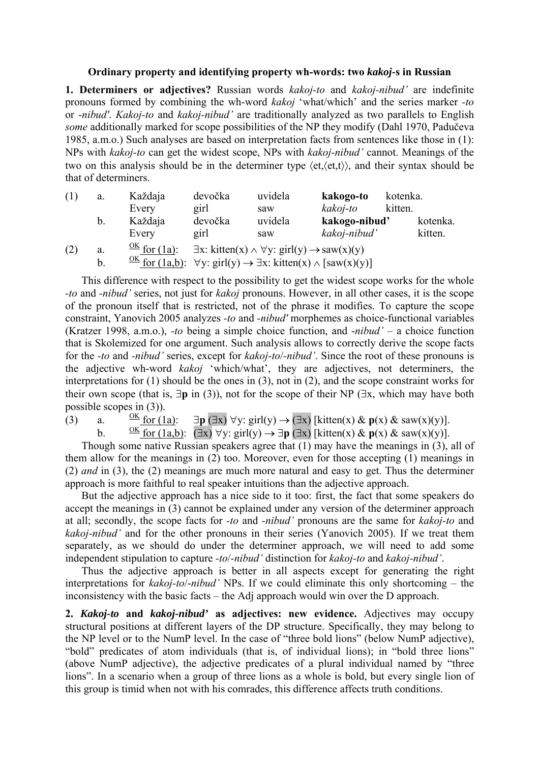**Ordinary property and identifying property wh-words: two *kakoj*-s in Russian**

**1. Determiners or adjectives?** Russian words *kakoj-to* and *kakoj-nibud'* are indefinite pronouns formed by combining the wh-word *kakoj* 'what/which' and the series marker *-to* or *-nibud'*. *Kakoj-to* and *kakoj-nibud'* are traditionally analyzed as two parallels to English *some* additionally marked for scope possibilities of the NP they modify (Dahl 1970, Padučeva 1985, a.m.o.) Such analyses are based on interpretation facts from sentences like those in (1): NPs with *kakoj-to* can get the widest scope, NPs with *kakoj-nibud'* cannot. Meanings of the two on this analysis should be in the determiner type ⟨et,⟨et,t⟩⟩, and their syntax should be that of determiners.

(1) a. Každaja devočka uvidela **kakogo-to** kotenka.
   Every girl saw *kakoj-to* kitten.

b. Každaja devočka uvidela **kakogo-nibud'** kotenka.
   Every girl saw *kakoj-nibud'* kitten.

(2) a. OK for (1a): $\exists x$: kitten(x) $\wedge$ $\forall y$: girl(y) $\rightarrow$ saw(x)(y)

b. OK for (1a,b): $\forall y$: girl(y) $\rightarrow$ $\exists x$: kitten(x) $\wedge$ [saw(x)(y)]

This difference with respect to the possibility to get the widest scope works for the whole *-to* and *-nibud'* series, not just for *kakoj* pronouns. However, in all other cases, it is the scope of the pronoun itself that is restricted, not of the phrase it modifies. To capture the scope constraint, Yanovich 2005 analyzes *-to* and *-nibud'* morphemes as choice-functional variables (Kratzer 1998, a.m.o.), *-to* being a simple choice function, and *-nibud'* – a choice function that is Skolemized for one argument. Such analysis allows to correctly derive the scope facts for the *-to* and *-nibud'* series, except for *kakoj-to*/*-nibud'*. Since the root of these pronouns is the adjective wh-word *kakoj* 'which/what', they are adjectives, not determiners, the interpretations for (1) should be the ones in (3), not in (2), and the scope constraint works for their own scope (that is, $\exists$**p** in (3)), not for the scope of their NP ($\exists x$, which may have both possible scopes in (3)).

(3) a. OK for (1a): $\exists \mathbf{p}$ ($\exists x$) $\forall y$: girl(y) $\rightarrow$ ($\exists x$) [kitten(x) & **p**(x) & saw(x)(y)].

b. OK for (1a,b): ($\exists x$) $\forall y$: girl(y) $\rightarrow$ $\exists \mathbf{p}$ ($\exists x$) [kitten(x) & **p**(x) & saw(x)(y)].

Though some native Russian speakers agree that (1) may have the meanings in (3), all of them allow for the meanings in (2) too. Moreover, even for those accepting (1) meanings in (2) *and* in (3), the (2) meanings are much more natural and easy to get. Thus the determiner approach is more faithful to real speaker intuitions than the adjective approach.

But the adjective approach has a nice side to it too: first, the fact that some speakers do accept the meanings in (3) cannot be explained under any version of the determiner approach at all; secondly, the scope facts for *-to* and *-nibud'* pronouns are the same for *kakoj-to* and *kakoj-nibud'* and for the other pronouns in their series (Yanovich 2005). If we treat them separately, as we should do under the determiner approach, we will need to add some independent stipulation to capture *-to*/*-nibud'* distinction for *kakoj-to* and *kakoj-nibud'*.

Thus the adjective approach is better in all aspects except for generating the right interpretations for *kakoj-to*/*-nibud'* NPs. If we could eliminate this only shortcoming – the inconsistency with the basic facts – the Adj approach would win over the D approach.

**2. *Kakoj-to* and *kakoj-nibud'* as adjectives: new evidence.** Adjectives may occupy structural positions at different layers of the DP structure. Specifically, they may belong to the NP level or to the NumP level. In the case of "three bold lions" (below NumP adjective), "bold" predicates of atom individuals (that is, of individual lions); in "bold three lions" (above NumP adjective), the adjective predicates of a plural individual named by "three lions". In a scenario when a group of three lions as a whole is bold, but every single lion of this group is timid when not with his comrades, this difference affects truth conditions.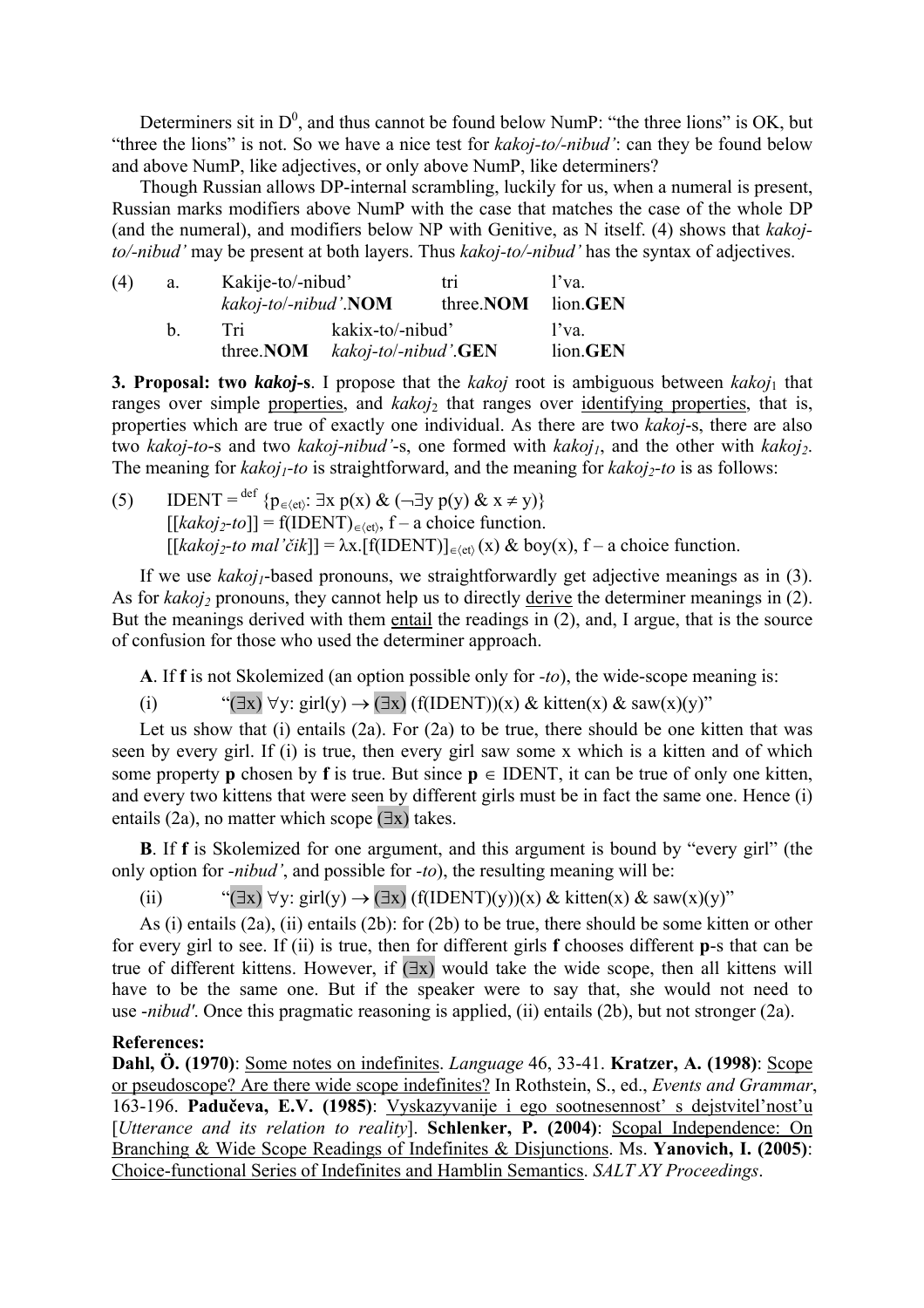Determiners sit in $D^0$, and thus cannot be found below NumP: "the three lions" is OK, but "three the lions" is not. So we have a nice test for *kakoj-to/-nibud'*: can they be found below and above NumP, like adjectives, or only above NumP, like determiners?

Though Russian allows DP-internal scrambling, luckily for us, when a numeral is present, Russian marks modifiers above NumP with the case that matches the case of the whole DP (and the numeral), and modifiers below NP with Genitive, as N itself. (4) shows that *kakoj-to/-nibud'* may be present at both layers. Thus *kakoj-to/-nibud'* has the syntax of adjectives.

(4) a. Kakije-to/-nibud' tri l'va.
*kakoj-to/-nibud'*.**NOM** three.**NOM** lion.**GEN**

b. Tri kakix-to/-nibud' l'va.
three.**NOM** *kakoj-to/-nibud'*.**GEN** lion.**GEN**

**3. Proposal: two *kakoj*-s**. I propose that the *kakoj* root is ambiguous between $kakoj_1$ that ranges over simple properties, and $kakoj_2$ that ranges over identifying properties, that is, properties which are true of exactly one individual. As there are two *kakoj*-s, there are also two *kakoj-to*-s and two *kakoj-nibud'*-s, one formed with $kakoj_1$, and the other with $kakoj_2$. The meaning for $kakoj_1$*-to* is straightforward, and the meaning for $kakoj_2$*-to* is as follows:

(5) $\text{IDENT} =^{\text{def}} \{p_{\in\langle et\rangle}: \exists x\, p(x) \,\&\, (\neg\exists y\, p(y) \,\&\, x \neq y)\}$
$[[kakoj_2\text{-}to]] = f(\text{IDENT})_{\in\langle et\rangle}$, f – a choice function.
$[[kakoj_2\text{-}to\ mal'čik]] = \lambda x.[f(\text{IDENT})]_{\in\langle et\rangle}(x) \,\&\, boy(x)$, f – a choice function.

If we use $kakoj_1$-based pronouns, we straightforwardly get adjective meanings as in (3). As for $kakoj_2$ pronouns, they cannot help us to directly derive the determiner meanings in (2). But the meanings derived with them entail the readings in (2), and, I argue, that is the source of confusion for those who used the determiner approach.

**A**. If **f** is not Skolemized (an option possible only for *-to*), the wide-scope meaning is:

(i) "$(\exists x)\ \forall y: girl(y) \rightarrow (\exists x)\ (f(\text{IDENT}))(x) \,\&\, kitten(x) \,\&\, saw(x)(y)$"

Let us show that (i) entails (2a). For (2a) to be true, there should be one kitten that was seen by every girl. If (i) is true, then every girl saw some x which is a kitten and of which some property **p** chosen by **f** is true. But since $\mathbf{p} \in$ IDENT, it can be true of only one kitten, and every two kittens that were seen by different girls must be in fact the same one. Hence (i) entails (2a), no matter which scope $(\exists x)$ takes.

**B**. If **f** is Skolemized for one argument, and this argument is bound by "every girl" (the only option for *-nibud'*, and possible for *-to*), the resulting meaning will be:

(ii) "$(\exists x)\ \forall y: girl(y) \rightarrow (\exists x)\ (f(\text{IDENT})(y))(x) \,\&\, kitten(x) \,\&\, saw(x)(y)$"

As (i) entails (2a), (ii) entails (2b): for (2b) to be true, there should be some kitten or other for every girl to see. If (ii) is true, then for different girls **f** chooses different **p**-s that can be true of different kittens. However, if $(\exists x)$ would take the wide scope, then all kittens will have to be the same one. But if the speaker were to say that, she would not need to use *-nibud'*. Once this pragmatic reasoning is applied, (ii) entails (2b), but not stronger (2a).

**References:**
**Dahl, Ö. (1970)**: Some notes on indefinites. *Language* 46, 33-41. **Kratzer, A. (1998)**: Scope or pseudoscope? Are there wide scope indefinites? In Rothstein, S., ed., *Events and Grammar*, 163-196. **Padučeva, E.V. (1985)**: Vyskazyvanije i ego sootnesennost' s dejstvitel'nost'u [*Utterance and its relation to reality*]. **Schlenker, P. (2004)**: Scopal Independence: On Branching & Wide Scope Readings of Indefinites & Disjunctions. Ms. **Yanovich, I. (2005)**: Choice-functional Series of Indefinites and Hamblin Semantics. *SALT XY Proceedings*.